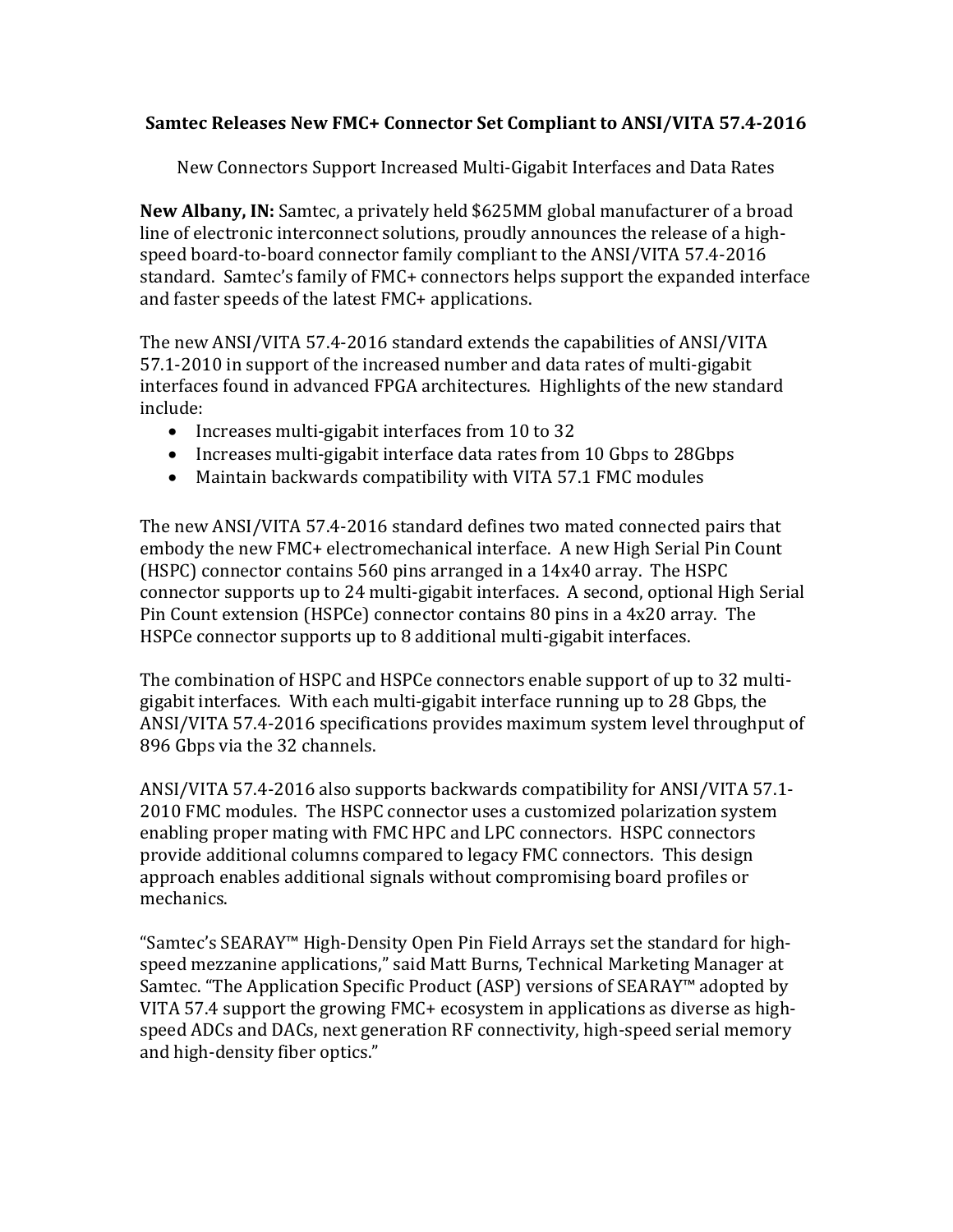# Samtec Releases New FMC+ Connector Set Compliant to ANSI/VITA 57.4-2016

New Connectors Support Increased Multi-Gigabit Interfaces and Data Rates

**New Albany, IN:** Samtec, a privately held $625MM global manufacturer of a broad line of electronic interconnect solutions, proudly announces the release of a high-speed board-to-board connector family compliant to the ANSI/VITA 57.4-2016 standard. Samtec's family of FMC+ connectors helps support the expanded interface and faster speeds of the latest FMC+ applications.

The new ANSI/VITA 57.4-2016 standard extends the capabilities of ANSI/VITA 57.1-2010 in support of the increased number and data rates of multi-gigabit interfaces found in advanced FPGA architectures. Highlights of the new standard include:

- Increases multi-gigabit interfaces from 10 to 32
- Increases multi-gigabit interface data rates from 10 Gbps to 28Gbps
- Maintain backwards compatibility with VITA 57.1 FMC modules

The new ANSI/VITA 57.4-2016 standard defines two mated connected pairs that embody the new FMC+ electromechanical interface. A new High Serial Pin Count (HSPC) connector contains 560 pins arranged in a 14x40 array. The HSPC connector supports up to 24 multi-gigabit interfaces. A second, optional High Serial Pin Count extension (HSPCe) connector contains 80 pins in a 4x20 array. The HSPCe connector supports up to 8 additional multi-gigabit interfaces.

The combination of HSPC and HSPCe connectors enable support of up to 32 multi-gigabit interfaces. With each multi-gigabit interface running up to 28 Gbps, the ANSI/VITA 57.4-2016 specifications provides maximum system level throughput of 896 Gbps via the 32 channels.

ANSI/VITA 57.4-2016 also supports backwards compatibility for ANSI/VITA 57.1-2010 FMC modules. The HSPC connector uses a customized polarization system enabling proper mating with FMC HPC and LPC connectors. HSPC connectors provide additional columns compared to legacy FMC connectors. This design approach enables additional signals without compromising board profiles or mechanics.

"Samtec's SEARAY™ High-Density Open Pin Field Arrays set the standard for high-speed mezzanine applications," said Matt Burns, Technical Marketing Manager at Samtec. "The Application Specific Product (ASP) versions of SEARAY™ adopted by VITA 57.4 support the growing FMC+ ecosystem in applications as diverse as high-speed ADCs and DACs, next generation RF connectivity, high-speed serial memory and high-density fiber optics."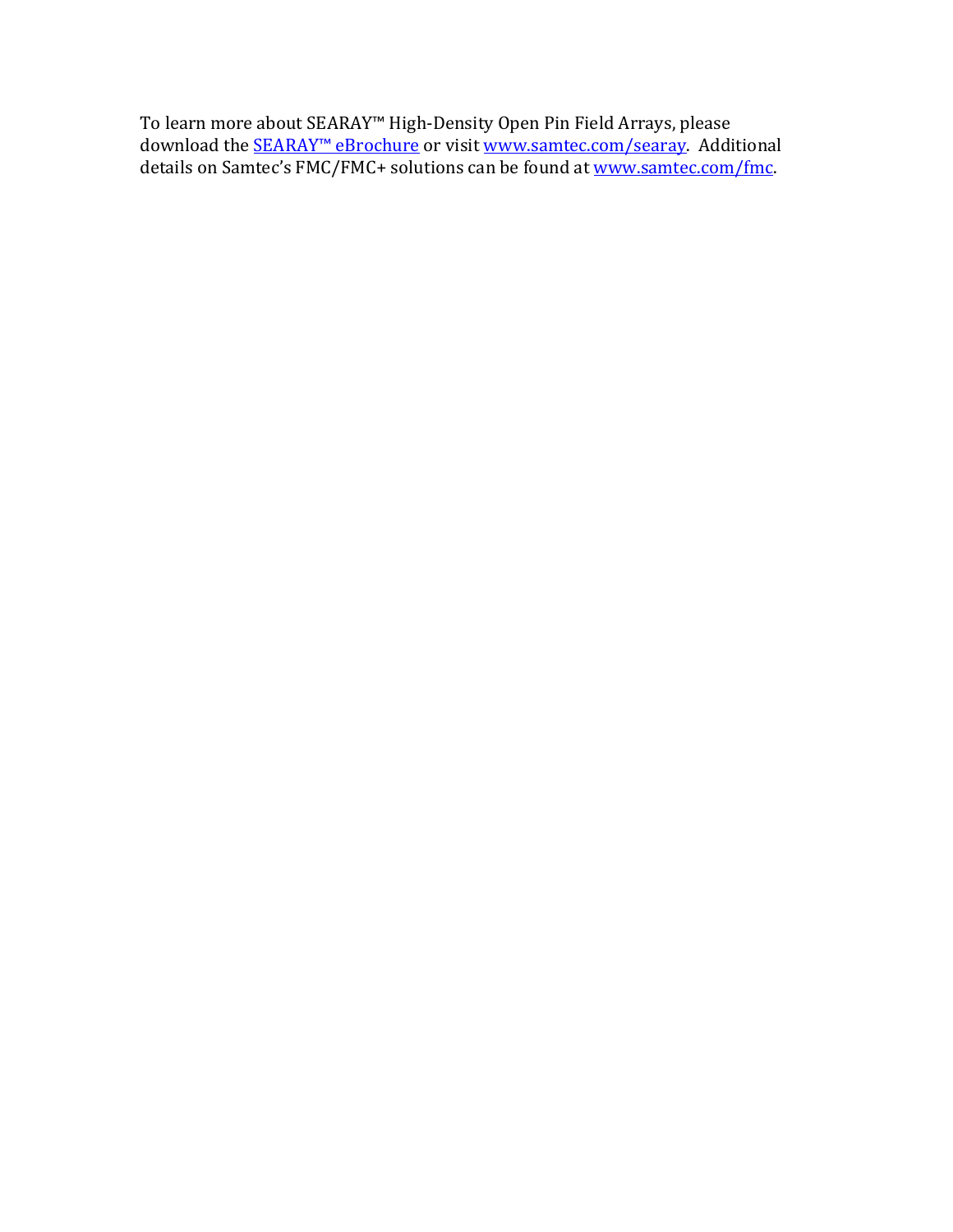To learn more about SEARAY™ High-Density Open Pin Field Arrays, please download the SEARAY™ eBrochure or visit www.samtec.com/searay. Additional details on Samtec's FMC/FMC+ solutions can be found at www.samtec.com/fmc.